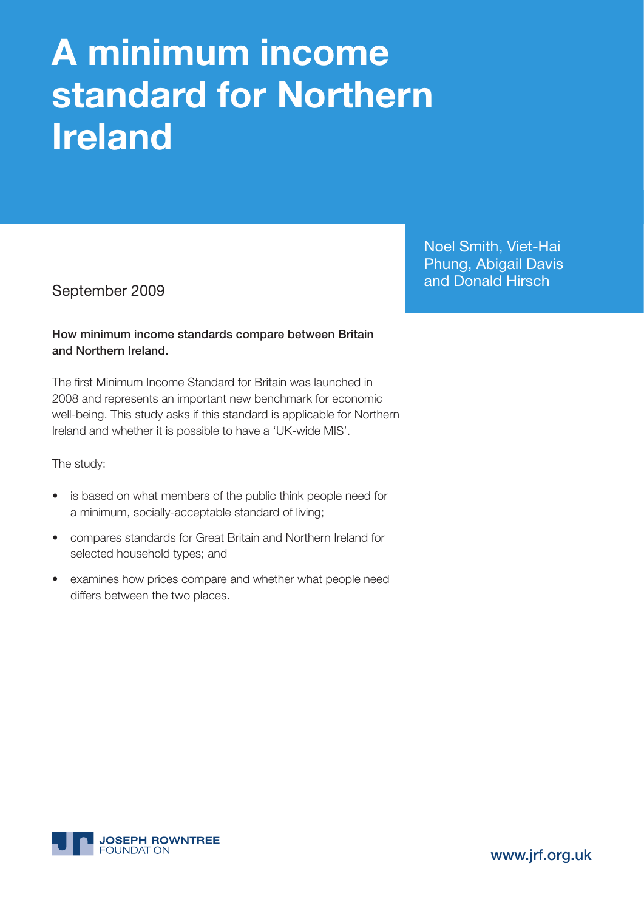# A minimum income standard for Northern Ireland

Noel Smith, Viet-Hai Phung, Abigail Davis and Donald Hirsch

September 2009

**How minimum income standards compare between Britain and Northern Ireland.**

The first Minimum Income Standard for Britain was launched in 2008 and represents an important new benchmark for economic well-being. This study asks if this standard is applicable for Northern Ireland and whether it is possible to have a 'UK-wide MIS'.

The study:

- is based on what members of the public think people need for a minimum, socially-acceptable standard of living;
- compares standards for Great Britain and Northern Ireland for selected household types; and
- examines how prices compare and whether what people need differs between the two places.

JOSEPH ROWNTREE FOUNDATION

www.jrf.org.uk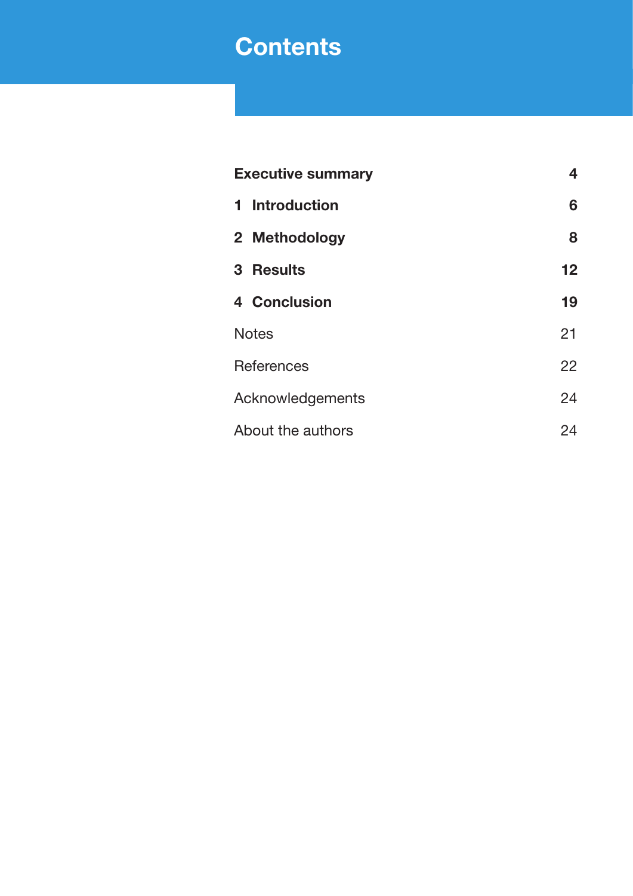# Contents

| | |
|---|---|
| **Executive summary** | **4** |
| **1 Introduction** | **6** |
| **2 Methodology** | **8** |
| **3 Results** | **12** |
| **4 Conclusion** | **19** |
| Notes | 21 |
| References | 22 |
| Acknowledgements | 24 |
| About the authors | 24 |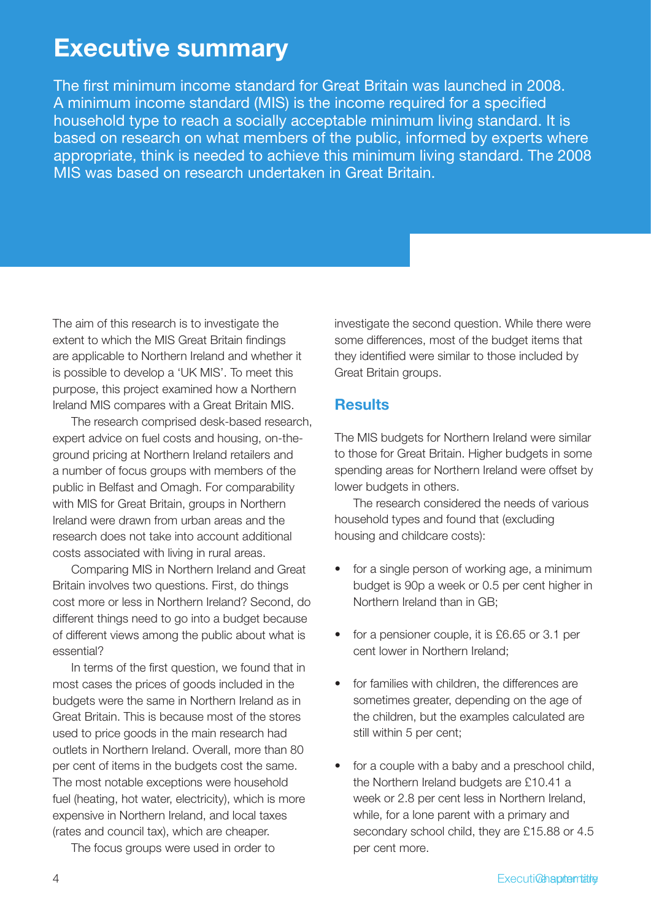# Executive summary

The first minimum income standard for Great Britain was launched in 2008. A minimum income standard (MIS) is the income required for a specified household type to reach a socially acceptable minimum living standard. It is based on research on what members of the public, informed by experts where appropriate, think is needed to achieve this minimum living standard. The 2008 MIS was based on research undertaken in Great Britain.

The aim of this research is to investigate the extent to which the MIS Great Britain findings are applicable to Northern Ireland and whether it is possible to develop a 'UK MIS'. To meet this purpose, this project examined how a Northern Ireland MIS compares with a Great Britain MIS.

The research comprised desk-based research, expert advice on fuel costs and housing, on-the-ground pricing at Northern Ireland retailers and a number of focus groups with members of the public in Belfast and Omagh. For comparability with MIS for Great Britain, groups in Northern Ireland were drawn from urban areas and the research does not take into account additional costs associated with living in rural areas.

Comparing MIS in Northern Ireland and Great Britain involves two questions. First, do things cost more or less in Northern Ireland? Second, do different things need to go into a budget because of different views among the public about what is essential?

In terms of the first question, we found that in most cases the prices of goods included in the budgets were the same in Northern Ireland as in Great Britain. This is because most of the stores used to price goods in the main research had outlets in Northern Ireland. Overall, more than 80 per cent of items in the budgets cost the same. The most notable exceptions were household fuel (heating, hot water, electricity), which is more expensive in Northern Ireland, and local taxes (rates and council tax), which are cheaper.

The focus groups were used in order to investigate the second question. While there were some differences, most of the budget items that they identified were similar to those included by Great Britain groups.

## Results

The MIS budgets for Northern Ireland were similar to those for Great Britain. Higher budgets in some spending areas for Northern Ireland were offset by lower budgets in others.

The research considered the needs of various household types and found that (excluding housing and childcare costs):

- for a single person of working age, a minimum budget is 90p a week or 0.5 per cent higher in Northern Ireland than in GB;
- for a pensioner couple, it is £6.65 or 3.1 per cent lower in Northern Ireland;
- for families with children, the differences are sometimes greater, depending on the age of the children, but the examples calculated are still within 5 per cent;
- for a couple with a baby and a preschool child, the Northern Ireland budgets are £10.41 a week or 2.8 per cent less in Northern Ireland, while, for a lone parent with a primary and secondary school child, they are £15.88 or 4.5 per cent more.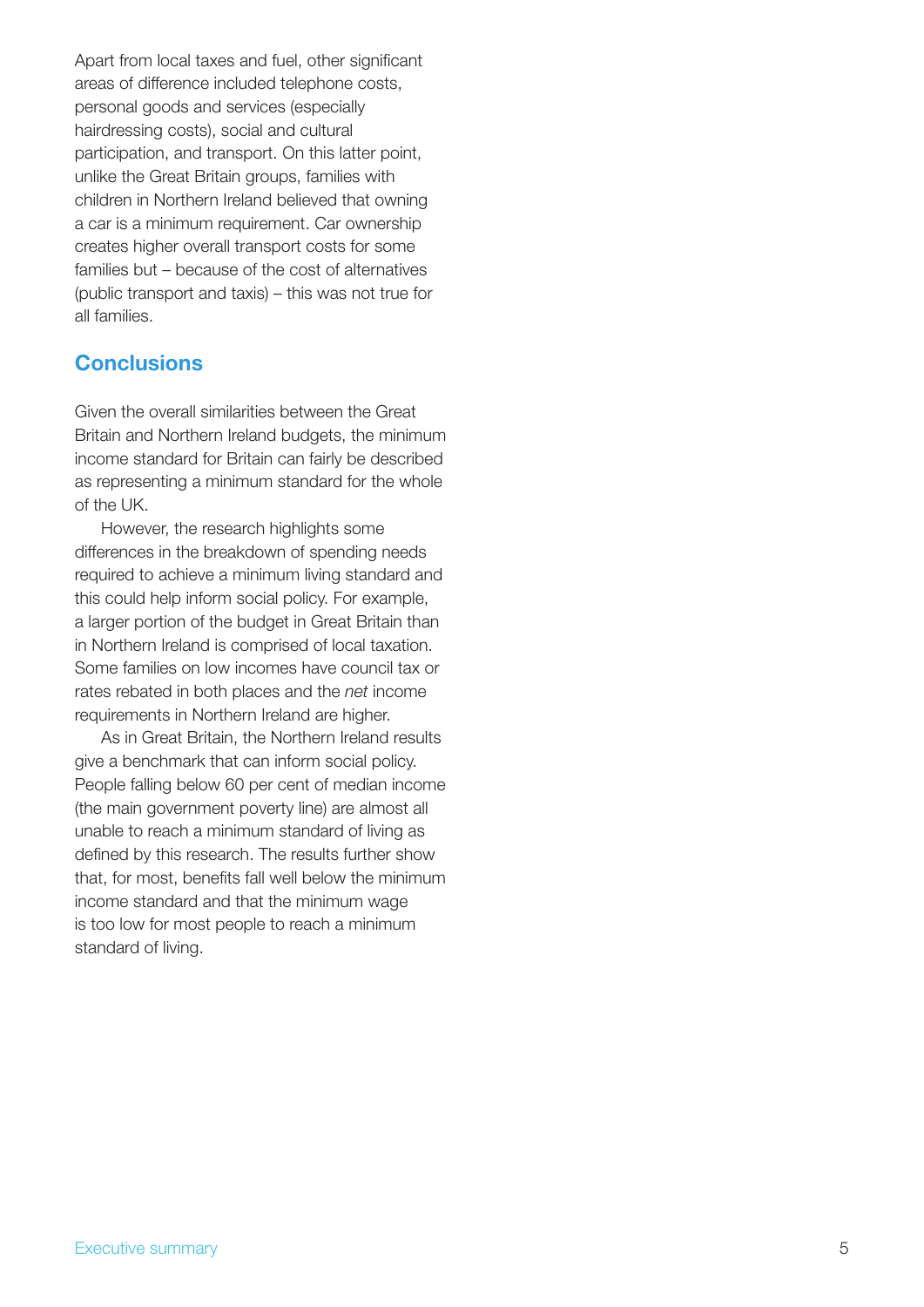Apart from local taxes and fuel, other significant areas of difference included telephone costs, personal goods and services (especially hairdressing costs), social and cultural participation, and transport. On this latter point, unlike the Great Britain groups, families with children in Northern Ireland believed that owning a car is a minimum requirement. Car ownership creates higher overall transport costs for some families but – because of the cost of alternatives (public transport and taxis) – this was not true for all families.

## Conclusions

Given the overall similarities between the Great Britain and Northern Ireland budgets, the minimum income standard for Britain can fairly be described as representing a minimum standard for the whole of the UK.

However, the research highlights some differences in the breakdown of spending needs required to achieve a minimum living standard and this could help inform social policy. For example, a larger portion of the budget in Great Britain than in Northern Ireland is comprised of local taxation. Some families on low incomes have council tax or rates rebated in both places and the *net* income requirements in Northern Ireland are higher.

As in Great Britain, the Northern Ireland results give a benchmark that can inform social policy. People falling below 60 per cent of median income (the main government poverty line) are almost all unable to reach a minimum standard of living as defined by this research. The results further show that, for most, benefits fall well below the minimum income standard and that the minimum wage is too low for most people to reach a minimum standard of living.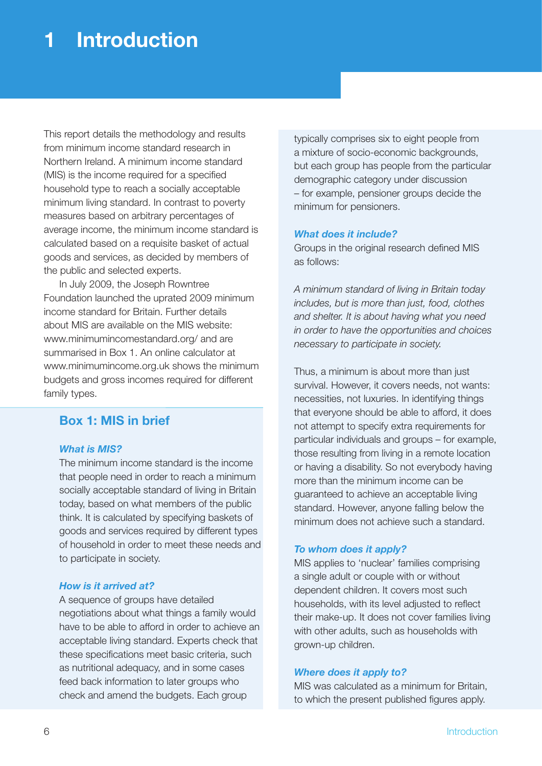# 1 Introduction

This report details the methodology and results from minimum income standard research in Northern Ireland. A minimum income standard (MIS) is the income required for a specified household type to reach a socially acceptable minimum living standard. In contrast to poverty measures based on arbitrary percentages of average income, the minimum income standard is calculated based on a requisite basket of actual goods and services, as decided by members of the public and selected experts.

In July 2009, the Joseph Rowntree Foundation launched the uprated 2009 minimum income standard for Britain. Further details about MIS are available on the MIS website: www.minimumincomestandard.org/ and are summarised in Box 1. An online calculator at www.minimumincome.org.uk shows the minimum budgets and gross incomes required for different family types.

## Box 1: MIS in brief

### *What is MIS?*

The minimum income standard is the income that people need in order to reach a minimum socially acceptable standard of living in Britain today, based on what members of the public think. It is calculated by specifying baskets of goods and services required by different types of household in order to meet these needs and to participate in society.

### *How is it arrived at?*

A sequence of groups have detailed negotiations about what things a family would have to be able to afford in order to achieve an acceptable living standard. Experts check that these specifications meet basic criteria, such as nutritional adequacy, and in some cases feed back information to later groups who check and amend the budgets. Each group typically comprises six to eight people from a mixture of socio-economic backgrounds, but each group has people from the particular demographic category under discussion – for example, pensioner groups decide the minimum for pensioners.

### *What does it include?*

Groups in the original research defined MIS as follows:

*A minimum standard of living in Britain today includes, but is more than just, food, clothes and shelter. It is about having what you need in order to have the opportunities and choices necessary to participate in society.*

Thus, a minimum is about more than just survival. However, it covers needs, not wants: necessities, not luxuries. In identifying things that everyone should be able to afford, it does not attempt to specify extra requirements for particular individuals and groups – for example, those resulting from living in a remote location or having a disability. So not everybody having more than the minimum income can be guaranteed to achieve an acceptable living standard. However, anyone falling below the minimum does not achieve such a standard.

### *To whom does it apply?*

MIS applies to 'nuclear' families comprising a single adult or couple with or without dependent children. It covers most such households, with its level adjusted to reflect their make-up. It does not cover families living with other adults, such as households with grown-up children.

### *Where does it apply to?*

MIS was calculated as a minimum for Britain, to which the present published figures apply.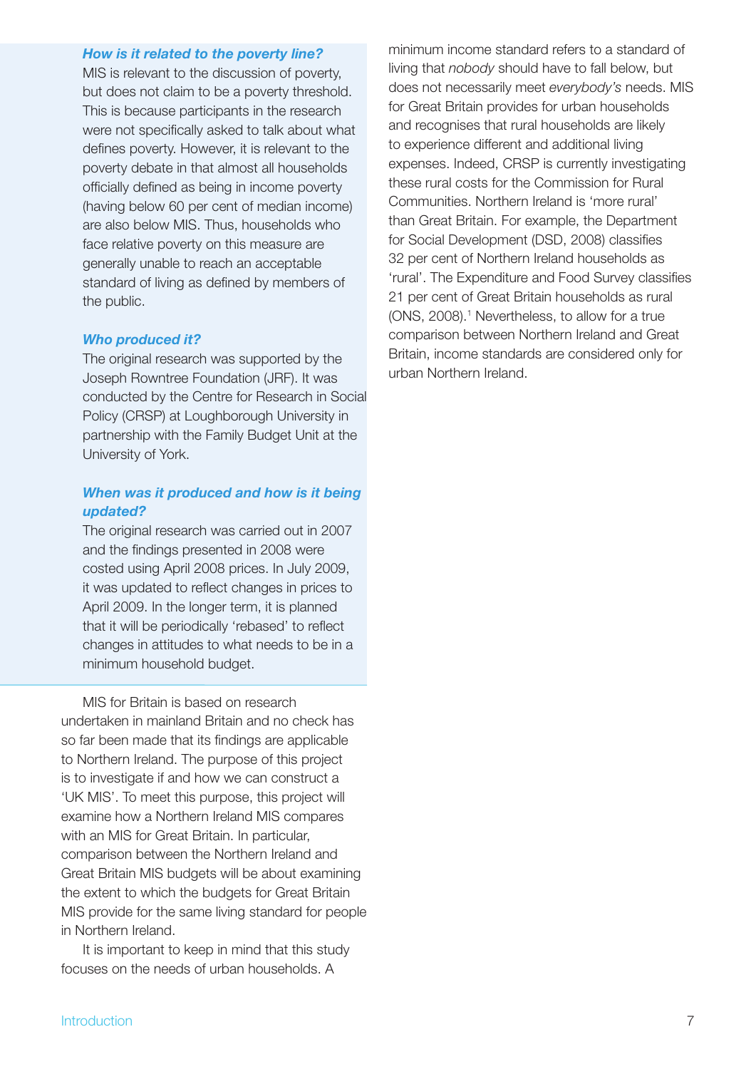### How is it related to the poverty line?

MIS is relevant to the discussion of poverty, but does not claim to be a poverty threshold. This is because participants in the research were not specifically asked to talk about what defines poverty. However, it is relevant to the poverty debate in that almost all households officially defined as being in income poverty (having below 60 per cent of median income) are also below MIS. Thus, households who face relative poverty on this measure are generally unable to reach an acceptable standard of living as defined by members of the public.

### Who produced it?

The original research was supported by the Joseph Rowntree Foundation (JRF). It was conducted by the Centre for Research in Social Policy (CRSP) at Loughborough University in partnership with the Family Budget Unit at the University of York.

### When was it produced and how is it being updated?

The original research was carried out in 2007 and the findings presented in 2008 were costed using April 2008 prices. In July 2009, it was updated to reflect changes in prices to April 2009. In the longer term, it is planned that it will be periodically 'rebased' to reflect changes in attitudes to what needs to be in a minimum household budget.

MIS for Britain is based on research undertaken in mainland Britain and no check has so far been made that its findings are applicable to Northern Ireland. The purpose of this project is to investigate if and how we can construct a 'UK MIS'. To meet this purpose, this project will examine how a Northern Ireland MIS compares with an MIS for Great Britain. In particular, comparison between the Northern Ireland and Great Britain MIS budgets will be about examining the extent to which the budgets for Great Britain MIS provide for the same living standard for people in Northern Ireland.

It is important to keep in mind that this study focuses on the needs of urban households. A minimum income standard refers to a standard of living that *nobody* should have to fall below, but does not necessarily meet *everybody's* needs. MIS for Great Britain provides for urban households and recognises that rural households are likely to experience different and additional living expenses. Indeed, CRSP is currently investigating these rural costs for the Commission for Rural Communities. Northern Ireland is 'more rural' than Great Britain. For example, the Department for Social Development (DSD, 2008) classifies 32 per cent of Northern Ireland households as 'rural'. The Expenditure and Food Survey classifies 21 per cent of Great Britain households as rural (ONS, 2008).[1] Nevertheless, to allow for a true comparison between Northern Ireland and Great Britain, income standards are considered only for urban Northern Ireland.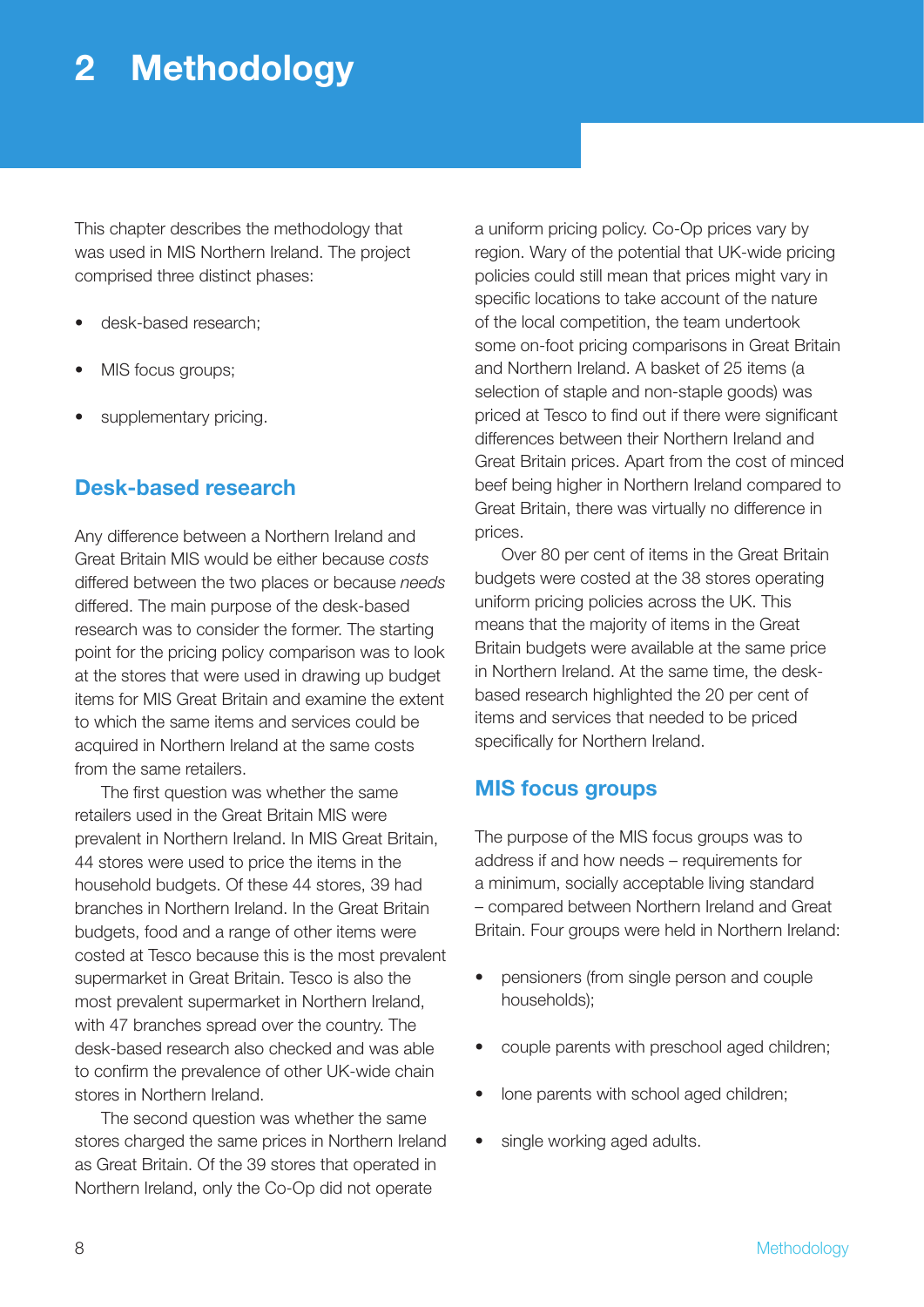# 2 Methodology

This chapter describes the methodology that was used in MIS Northern Ireland. The project comprised three distinct phases:

- desk-based research;
- MIS focus groups;
- supplementary pricing.

## Desk-based research

Any difference between a Northern Ireland and Great Britain MIS would be either because *costs* differed between the two places or because *needs* differed. The main purpose of the desk-based research was to consider the former. The starting point for the pricing policy comparison was to look at the stores that were used in drawing up budget items for MIS Great Britain and examine the extent to which the same items and services could be acquired in Northern Ireland at the same costs from the same retailers.

The first question was whether the same retailers used in the Great Britain MIS were prevalent in Northern Ireland. In MIS Great Britain, 44 stores were used to price the items in the household budgets. Of these 44 stores, 39 had branches in Northern Ireland. In the Great Britain budgets, food and a range of other items were costed at Tesco because this is the most prevalent supermarket in Great Britain. Tesco is also the most prevalent supermarket in Northern Ireland, with 47 branches spread over the country. The desk-based research also checked and was able to confirm the prevalence of other UK-wide chain stores in Northern Ireland.

The second question was whether the same stores charged the same prices in Northern Ireland as Great Britain. Of the 39 stores that operated in Northern Ireland, only the Co-Op did not operate a uniform pricing policy. Co-Op prices vary by region. Wary of the potential that UK-wide pricing policies could still mean that prices might vary in specific locations to take account of the nature of the local competition, the team undertook some on-foot pricing comparisons in Great Britain and Northern Ireland. A basket of 25 items (a selection of staple and non-staple goods) was priced at Tesco to find out if there were significant differences between their Northern Ireland and Great Britain prices. Apart from the cost of minced beef being higher in Northern Ireland compared to Great Britain, there was virtually no difference in prices.

Over 80 per cent of items in the Great Britain budgets were costed at the 38 stores operating uniform pricing policies across the UK. This means that the majority of items in the Great Britain budgets were available at the same price in Northern Ireland. At the same time, the desk-based research highlighted the 20 per cent of items and services that needed to be priced specifically for Northern Ireland.

## MIS focus groups

The purpose of the MIS focus groups was to address if and how needs – requirements for a minimum, socially acceptable living standard – compared between Northern Ireland and Great Britain. Four groups were held in Northern Ireland:

- pensioners (from single person and couple households);
- couple parents with preschool aged children;
- lone parents with school aged children;
- single working aged adults.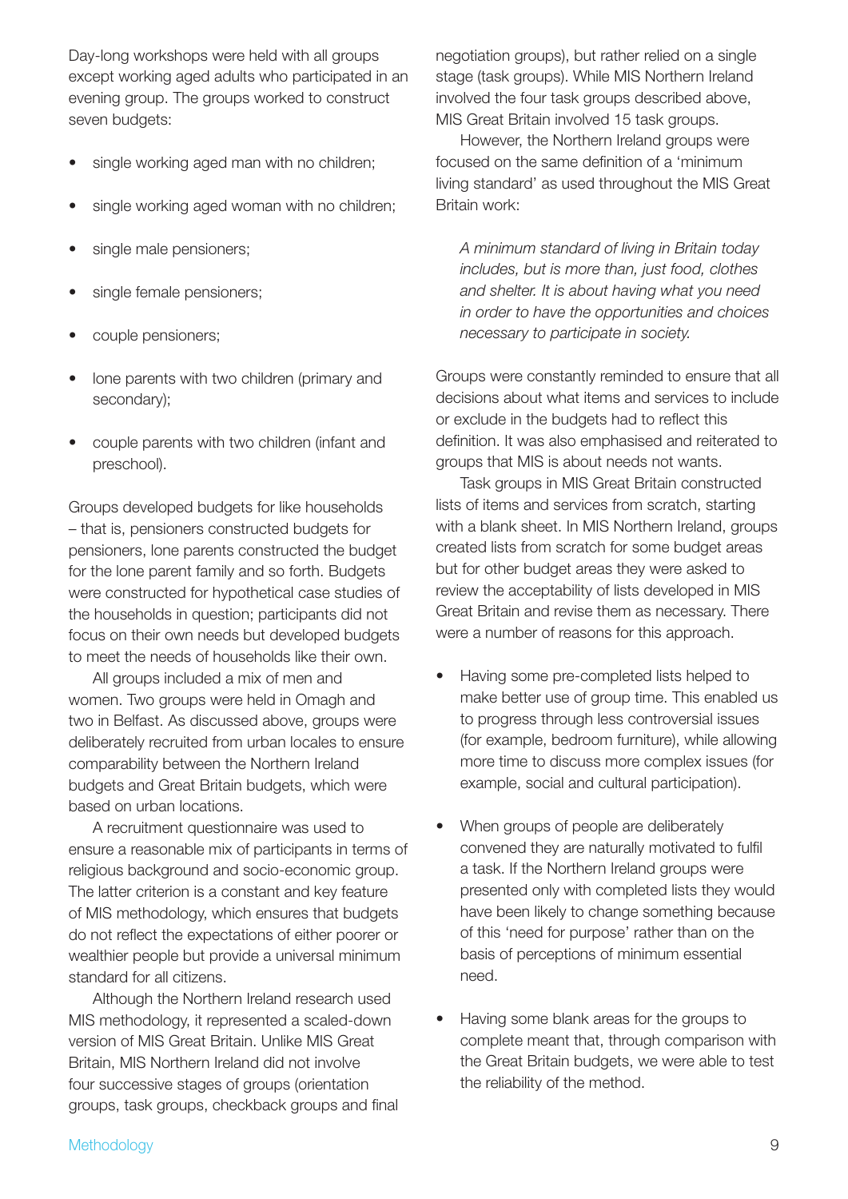Day-long workshops were held with all groups except working aged adults who participated in an evening group. The groups worked to construct seven budgets:

- single working aged man with no children;
- single working aged woman with no children;
- single male pensioners;
- single female pensioners;
- couple pensioners;
- lone parents with two children (primary and secondary);
- couple parents with two children (infant and preschool).

Groups developed budgets for like households – that is, pensioners constructed budgets for pensioners, lone parents constructed the budget for the lone parent family and so forth. Budgets were constructed for hypothetical case studies of the households in question; participants did not focus on their own needs but developed budgets to meet the needs of households like their own.

All groups included a mix of men and women. Two groups were held in Omagh and two in Belfast. As discussed above, groups were deliberately recruited from urban locales to ensure comparability between the Northern Ireland budgets and Great Britain budgets, which were based on urban locations.

A recruitment questionnaire was used to ensure a reasonable mix of participants in terms of religious background and socio-economic group. The latter criterion is a constant and key feature of MIS methodology, which ensures that budgets do not reflect the expectations of either poorer or wealthier people but provide a universal minimum standard for all citizens.

Although the Northern Ireland research used MIS methodology, it represented a scaled-down version of MIS Great Britain. Unlike MIS Great Britain, MIS Northern Ireland did not involve four successive stages of groups (orientation groups, task groups, checkback groups and final negotiation groups), but rather relied on a single stage (task groups). While MIS Northern Ireland involved the four task groups described above, MIS Great Britain involved 15 task groups.

However, the Northern Ireland groups were focused on the same definition of a 'minimum living standard' as used throughout the MIS Great Britain work:

> *A minimum standard of living in Britain today includes, but is more than, just food, clothes and shelter. It is about having what you need in order to have the opportunities and choices necessary to participate in society.*

Groups were constantly reminded to ensure that all decisions about what items and services to include or exclude in the budgets had to reflect this definition. It was also emphasised and reiterated to groups that MIS is about needs not wants.

Task groups in MIS Great Britain constructed lists of items and services from scratch, starting with a blank sheet. In MIS Northern Ireland, groups created lists from scratch for some budget areas but for other budget areas they were asked to review the acceptability of lists developed in MIS Great Britain and revise them as necessary. There were a number of reasons for this approach.

- Having some pre-completed lists helped to make better use of group time. This enabled us to progress through less controversial issues (for example, bedroom furniture), while allowing more time to discuss more complex issues (for example, social and cultural participation).
- When groups of people are deliberately convened they are naturally motivated to fulfil a task. If the Northern Ireland groups were presented only with completed lists they would have been likely to change something because of this 'need for purpose' rather than on the basis of perceptions of minimum essential need.
- Having some blank areas for the groups to complete meant that, through comparison with the Great Britain budgets, we were able to test the reliability of the method.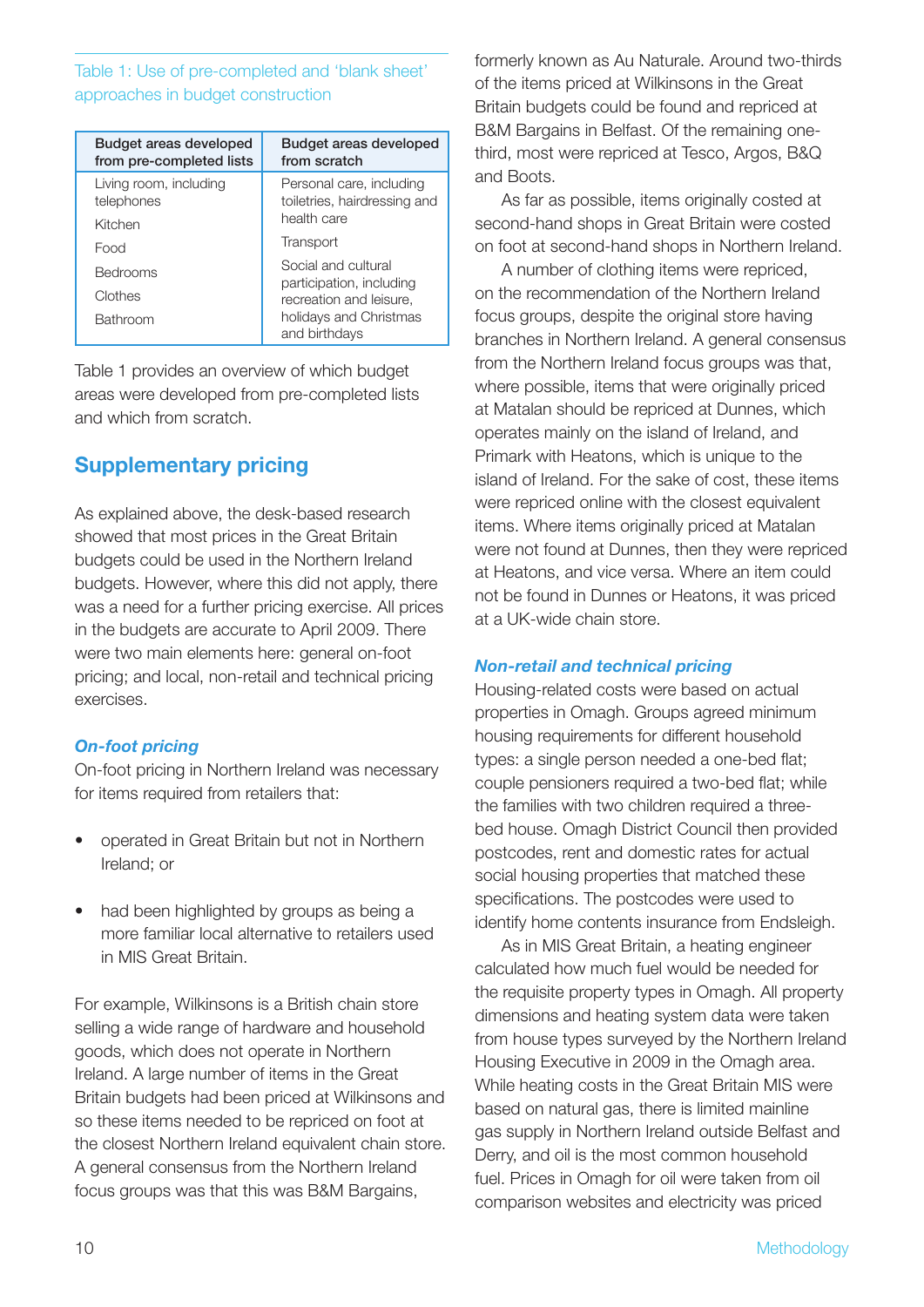Table 1: Use of pre-completed and 'blank sheet' approaches in budget construction

| Budget areas developed from pre-completed lists | Budget areas developed from scratch |
|---|---|
| Living room, including telephones | Personal care, including toiletries, hairdressing and health care |
| Kitchen | Transport |
| Food | Social and cultural participation, including recreation and leisure, holidays and Christmas and birthdays |
| Bedrooms | |
| Clothes | |
| Bathroom | |

Table 1 provides an overview of which budget areas were developed from pre-completed lists and which from scratch.

## Supplementary pricing

As explained above, the desk-based research showed that most prices in the Great Britain budgets could be used in the Northern Ireland budgets. However, where this did not apply, there was a need for a further pricing exercise. All prices in the budgets are accurate to April 2009. There were two main elements here: general on-foot pricing; and local, non-retail and technical pricing exercises.

### *On-foot pricing*

On-foot pricing in Northern Ireland was necessary for items required from retailers that:

- operated in Great Britain but not in Northern Ireland; or
- had been highlighted by groups as being a more familiar local alternative to retailers used in MIS Great Britain.

For example, Wilkinsons is a British chain store selling a wide range of hardware and household goods, which does not operate in Northern Ireland. A large number of items in the Great Britain budgets had been priced at Wilkinsons and so these items needed to be repriced on foot at the closest Northern Ireland equivalent chain store. A general consensus from the Northern Ireland focus groups was that this was B&M Bargains, formerly known as Au Naturale. Around two-thirds of the items priced at Wilkinsons in the Great Britain budgets could be found and repriced at B&M Bargains in Belfast. Of the remaining one-third, most were repriced at Tesco, Argos, B&Q and Boots.

As far as possible, items originally costed at second-hand shops in Great Britain were costed on foot at second-hand shops in Northern Ireland.

A number of clothing items were repriced, on the recommendation of the Northern Ireland focus groups, despite the original store having branches in Northern Ireland. A general consensus from the Northern Ireland focus groups was that, where possible, items that were originally priced at Matalan should be repriced at Dunnes, which operates mainly on the island of Ireland, and Primark with Heatons, which is unique to the island of Ireland. For the sake of cost, these items were repriced online with the closest equivalent items. Where items originally priced at Matalan were not found at Dunnes, then they were repriced at Heatons, and vice versa. Where an item could not be found in Dunnes or Heatons, it was priced at a UK-wide chain store.

### *Non-retail and technical pricing*

Housing-related costs were based on actual properties in Omagh. Groups agreed minimum housing requirements for different household types: a single person needed a one-bed flat; couple pensioners required a two-bed flat; while the families with two children required a three-bed house. Omagh District Council then provided postcodes, rent and domestic rates for actual social housing properties that matched these specifications. The postcodes were used to identify home contents insurance from Endsleigh.

As in MIS Great Britain, a heating engineer calculated how much fuel would be needed for the requisite property types in Omagh. All property dimensions and heating system data were taken from house types surveyed by the Northern Ireland Housing Executive in 2009 in the Omagh area. While heating costs in the Great Britain MIS were based on natural gas, there is limited mainline gas supply in Northern Ireland outside Belfast and Derry, and oil is the most common household fuel. Prices in Omagh for oil were taken from oil comparison websites and electricity was priced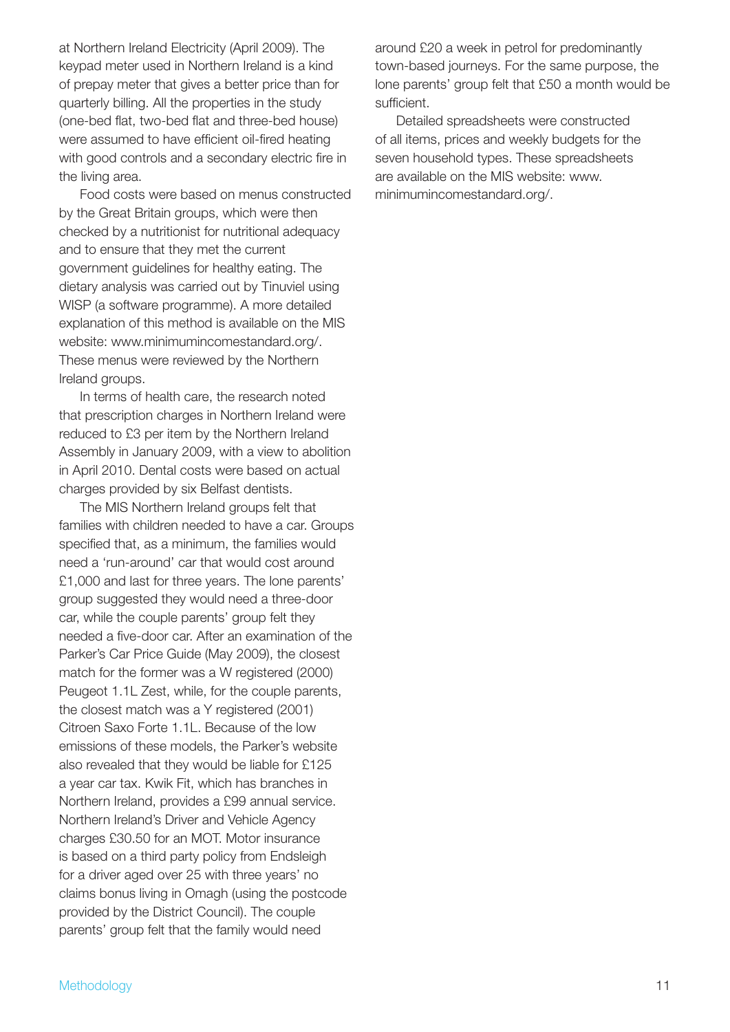at Northern Ireland Electricity (April 2009). The keypad meter used in Northern Ireland is a kind of prepay meter that gives a better price than for quarterly billing. All the properties in the study (one-bed flat, two-bed flat and three-bed house) were assumed to have efficient oil-fired heating with good controls and a secondary electric fire in the living area.

Food costs were based on menus constructed by the Great Britain groups, which were then checked by a nutritionist for nutritional adequacy and to ensure that they met the current government guidelines for healthy eating. The dietary analysis was carried out by Tinuviel using WISP (a software programme). A more detailed explanation of this method is available on the MIS website: www.minimumincomestandard.org/. These menus were reviewed by the Northern Ireland groups.

In terms of health care, the research noted that prescription charges in Northern Ireland were reduced to £3 per item by the Northern Ireland Assembly in January 2009, with a view to abolition in April 2010. Dental costs were based on actual charges provided by six Belfast dentists.

The MIS Northern Ireland groups felt that families with children needed to have a car. Groups specified that, as a minimum, the families would need a 'run-around' car that would cost around £1,000 and last for three years. The lone parents' group suggested they would need a three-door car, while the couple parents' group felt they needed a five-door car. After an examination of the Parker's Car Price Guide (May 2009), the closest match for the former was a W registered (2000) Peugeot 1.1L Zest, while, for the couple parents, the closest match was a Y registered (2001) Citroen Saxo Forte 1.1L. Because of the low emissions of these models, the Parker's website also revealed that they would be liable for £125 a year car tax. Kwik Fit, which has branches in Northern Ireland, provides a £99 annual service. Northern Ireland's Driver and Vehicle Agency charges £30.50 for an MOT. Motor insurance is based on a third party policy from Endsleigh for a driver aged over 25 with three years' no claims bonus living in Omagh (using the postcode provided by the District Council). The couple parents' group felt that the family would need around £20 a week in petrol for predominantly town-based journeys. For the same purpose, the lone parents' group felt that £50 a month would be sufficient.

Detailed spreadsheets were constructed of all items, prices and weekly budgets for the seven household types. These spreadsheets are available on the MIS website: www.minimumincomestandard.org/.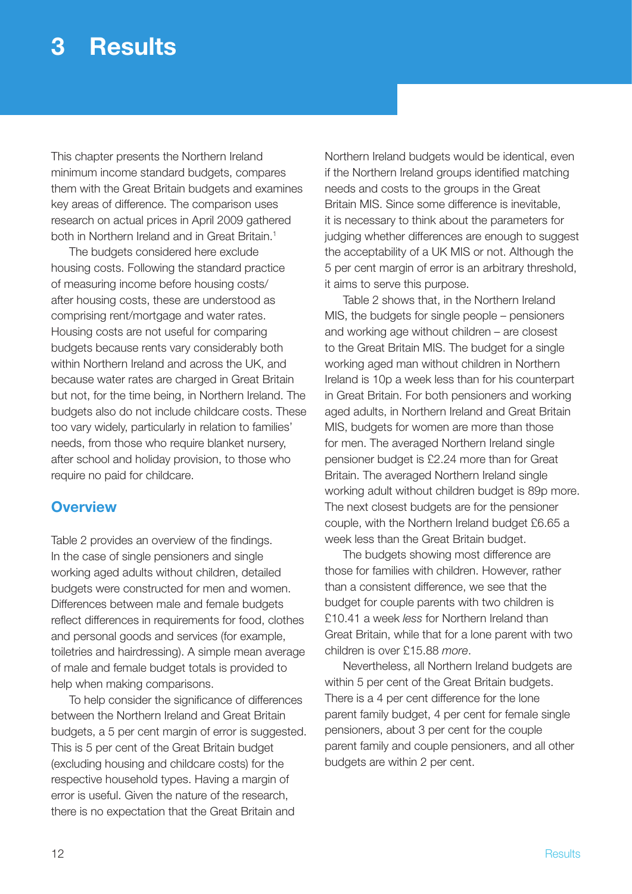# 3 Results

This chapter presents the Northern Ireland minimum income standard budgets, compares them with the Great Britain budgets and examines key areas of difference. The comparison uses research on actual prices in April 2009 gathered both in Northern Ireland and in Great Britain.[1]

The budgets considered here exclude housing costs. Following the standard practice of measuring income before housing costs/after housing costs, these are understood as comprising rent/mortgage and water rates. Housing costs are not useful for comparing budgets because rents vary considerably both within Northern Ireland and across the UK, and because water rates are charged in Great Britain but not, for the time being, in Northern Ireland. The budgets also do not include childcare costs. These too vary widely, particularly in relation to families' needs, from those who require blanket nursery, after school and holiday provision, to those who require no paid for childcare.

## Overview

Table 2 provides an overview of the findings. In the case of single pensioners and single working aged adults without children, detailed budgets were constructed for men and women. Differences between male and female budgets reflect differences in requirements for food, clothes and personal goods and services (for example, toiletries and hairdressing). A simple mean average of male and female budget totals is provided to help when making comparisons.

To help consider the significance of differences between the Northern Ireland and Great Britain budgets, a 5 per cent margin of error is suggested. This is 5 per cent of the Great Britain budget (excluding housing and childcare costs) for the respective household types. Having a margin of error is useful. Given the nature of the research, there is no expectation that the Great Britain and Northern Ireland budgets would be identical, even if the Northern Ireland groups identified matching needs and costs to the groups in the Great Britain MIS. Since some difference is inevitable, it is necessary to think about the parameters for judging whether differences are enough to suggest the acceptability of a UK MIS or not. Although the 5 per cent margin of error is an arbitrary threshold, it aims to serve this purpose.

Table 2 shows that, in the Northern Ireland MIS, the budgets for single people – pensioners and working age without children – are closest to the Great Britain MIS. The budget for a single working aged man without children in Northern Ireland is 10p a week less than for his counterpart in Great Britain. For both pensioners and working aged adults, in Northern Ireland and Great Britain MIS, budgets for women are more than those for men. The averaged Northern Ireland single pensioner budget is £2.24 more than for Great Britain. The averaged Northern Ireland single working adult without children budget is 89p more. The next closest budgets are for the pensioner couple, with the Northern Ireland budget £6.65 a week less than the Great Britain budget.

The budgets showing most difference are those for families with children. However, rather than a consistent difference, we see that the budget for couple parents with two children is £10.41 a week *less* for Northern Ireland than Great Britain, while that for a lone parent with two children is over £15.88 *more*.

Nevertheless, all Northern Ireland budgets are within 5 per cent of the Great Britain budgets. There is a 4 per cent difference for the lone parent family budget, 4 per cent for female single pensioners, about 3 per cent for the couple parent family and couple pensioners, and all other budgets are within 2 per cent.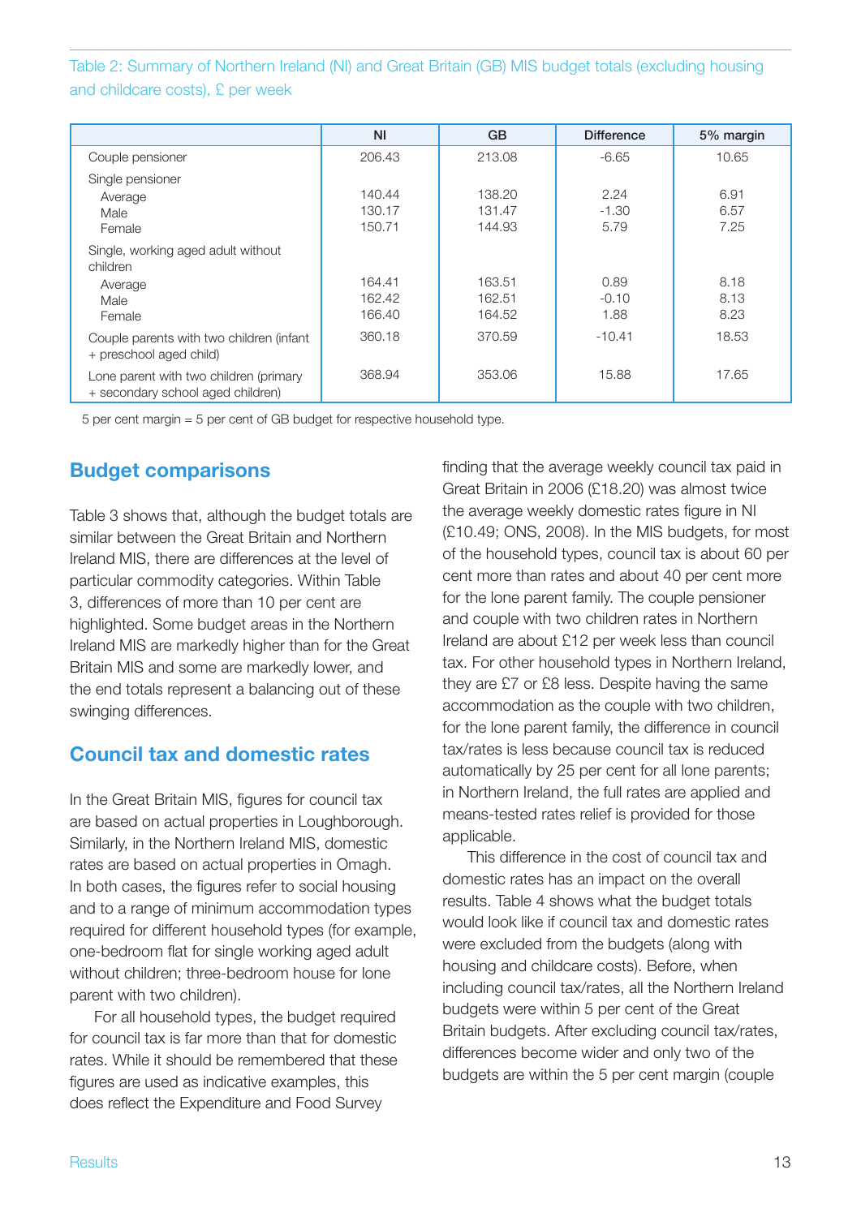Table 2: Summary of Northern Ireland (NI) and Great Britain (GB) MIS budget totals (excluding housing and childcare costs), £ per week

| | NI | GB | Difference | 5% margin |
|---|---|---|---|---|
| Couple pensioner | 206.43 | 213.08 | -6.65 | 10.65 |
| Single pensioner | | | | |
| Average | 140.44 | 138.20 | 2.24 | 6.91 |
| Male | 130.17 | 131.47 | -1.30 | 6.57 |
| Female | 150.71 | 144.93 | 5.79 | 7.25 |
| Single, working aged adult without children | | | | |
| Average | 164.41 | 163.51 | 0.89 | 8.18 |
| Male | 162.42 | 162.51 | -0.10 | 8.13 |
| Female | 166.40 | 164.52 | 1.88 | 8.23 |
| Couple parents with two children (infant + preschool aged child) | 360.18 | 370.59 | -10.41 | 18.53 |
| Lone parent with two children (primary + secondary school aged children) | 368.94 | 353.06 | 15.88 | 17.65 |

5 per cent margin = 5 per cent of GB budget for respective household type.

## Budget comparisons

Table 3 shows that, although the budget totals are similar between the Great Britain and Northern Ireland MIS, there are differences at the level of particular commodity categories. Within Table 3, differences of more than 10 per cent are highlighted. Some budget areas in the Northern Ireland MIS are markedly higher than for the Great Britain MIS and some are markedly lower, and the end totals represent a balancing out of these swinging differences.

## Council tax and domestic rates

In the Great Britain MIS, figures for council tax are based on actual properties in Loughborough. Similarly, in the Northern Ireland MIS, domestic rates are based on actual properties in Omagh. In both cases, the figures refer to social housing and to a range of minimum accommodation types required for different household types (for example, one-bedroom flat for single working aged adult without children; three-bedroom house for lone parent with two children).

For all household types, the budget required for council tax is far more than that for domestic rates. While it should be remembered that these figures are used as indicative examples, this does reflect the Expenditure and Food Survey finding that the average weekly council tax paid in Great Britain in 2006 (£18.20) was almost twice the average weekly domestic rates figure in NI (£10.49; ONS, 2008). In the MIS budgets, for most of the household types, council tax is about 60 per cent more than rates and about 40 per cent more for the lone parent family. The couple pensioner and couple with two children rates in Northern Ireland are about £12 per week less than council tax. For other household types in Northern Ireland, they are £7 or £8 less. Despite having the same accommodation as the couple with two children, for the lone parent family, the difference in council tax/rates is less because council tax is reduced automatically by 25 per cent for all lone parents; in Northern Ireland, the full rates are applied and means-tested rates relief is provided for those applicable.

This difference in the cost of council tax and domestic rates has an impact on the overall results. Table 4 shows what the budget totals would look like if council tax and domestic rates were excluded from the budgets (along with housing and childcare costs). Before, when including council tax/rates, all the Northern Ireland budgets were within 5 per cent of the Great Britain budgets. After excluding council tax/rates, differences become wider and only two of the budgets are within the 5 per cent margin (couple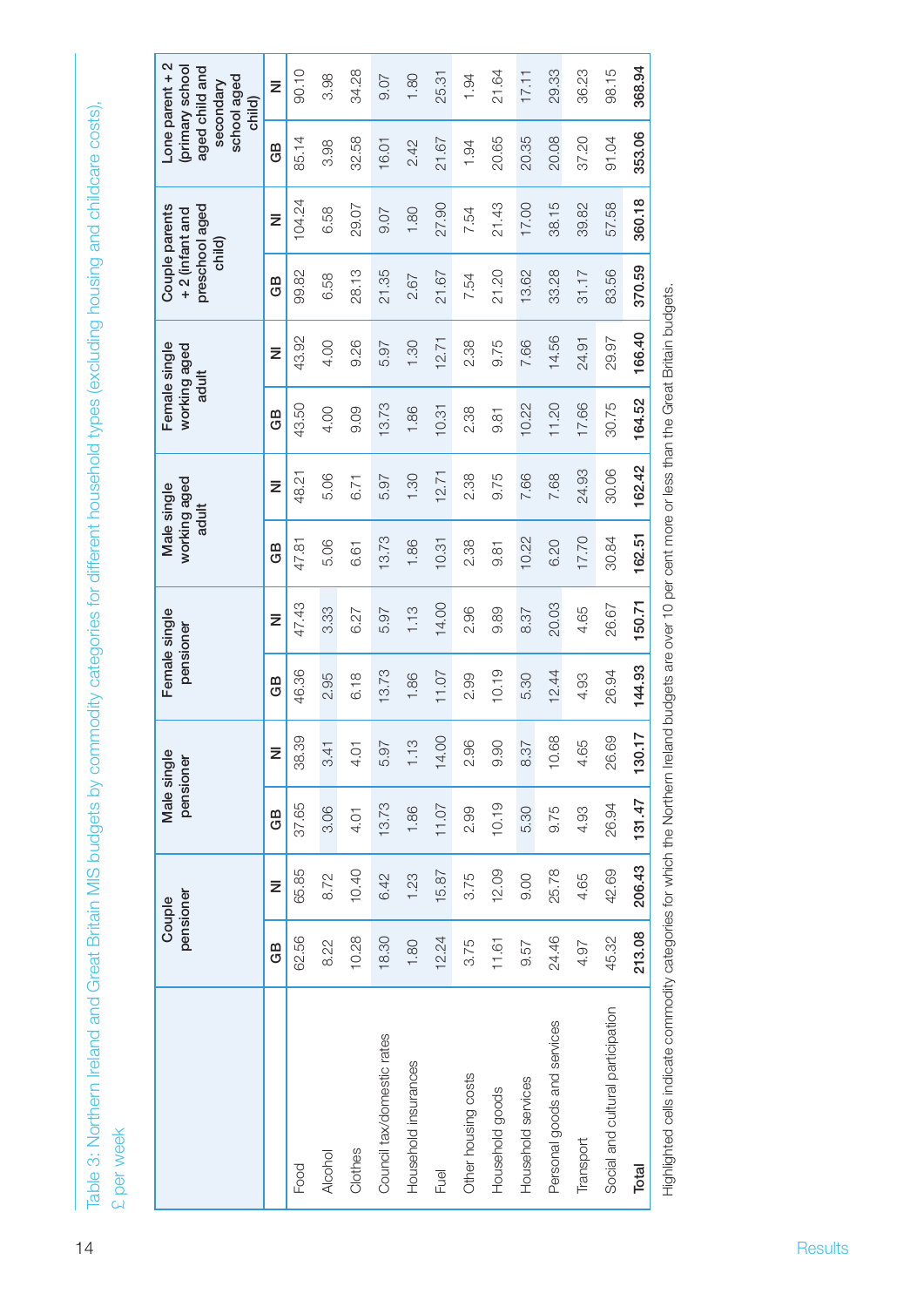Table 3: Northern Ireland and Great Britain MIS budgets by commodity categories for different household types (excluding housing and childcare costs), £ per week

| | Couple pensioner | | Male single pensioner | | Female single pensioner | | Male single working aged adult | | Female single working aged adult | | Couple parents + 2 (infant and preschool aged child) | | Lone parent + 2 (primary school aged child and secondary school aged child) | |
|---|---|---|---|---|---|---|---|---|---|---|---|---|---|---|
| | GB | NI | GB | NI | GB | NI | GB | NI | GB | NI | GB | NI | GB | NI |
| Food | 62.56 | 65.85 | 37.65 | 38.39 | 46.36 | 47.43 | 47.81 | 48.21 | 43.50 | 43.92 | 99.82 | 104.24 | 85.14 | 90.10 |
| Alcohol | 8.22 | 8.72 | 3.06 | 3.41 | 2.95 | 3.33 | 5.06 | 5.06 | 4.00 | 4.00 | 6.58 | 6.58 | 3.98 | 3.98 |
| Clothes | 10.28 | 10.40 | 4.01 | 4.01 | 6.18 | 6.27 | 6.61 | 6.71 | 9.09 | 9.26 | 28.13 | 29.07 | 32.58 | 34.28 |
| Council tax/domestic rates | 18.30 | 6.42 | 13.73 | 5.97 | 13.73 | 5.97 | 13.73 | 5.97 | 13.73 | 5.97 | 21.35 | 9.07 | 16.01 | 9.07 |
| Household insurances | 1.80 | 1.23 | 1.86 | 1.13 | 1.86 | 1.13 | 1.86 | 1.30 | 1.86 | 1.30 | 2.67 | 1.80 | 2.42 | 1.80 |
| Fuel | 12.24 | 15.87 | 11.07 | 14.00 | 11.07 | 14.00 | 10.31 | 12.71 | 10.31 | 12.71 | 21.67 | 27.90 | 21.67 | 25.31 |
| Other housing costs | 3.75 | 3.75 | 2.99 | 2.96 | 2.99 | 2.96 | 2.38 | 2.38 | 2.38 | 2.38 | 7.54 | 7.54 | 1.94 | 1.94 |
| Household goods | 11.61 | 12.09 | 10.19 | 9.90 | 10.19 | 9.89 | 9.81 | 9.75 | 9.81 | 9.75 | 21.20 | 21.43 | 20.65 | 21.64 |
| Household services | 9.57 | 9.00 | 5.30 | 8.37 | 5.30 | 8.37 | 10.22 | 7.66 | 10.22 | 7.66 | 13.62 | 17.00 | 20.35 | 17.11 |
| Personal goods and services | 24.46 | 25.78 | 9.75 | 10.68 | 12.44 | 20.03 | 6.20 | 7.68 | 11.20 | 14.56 | 33.28 | 38.15 | 20.08 | 29.33 |
| Transport | 4.97 | 4.65 | 4.93 | 4.65 | 4.93 | 4.65 | 17.70 | 24.93 | 17.66 | 24.91 | 31.17 | 39.82 | 37.20 | 36.23 |
| Social and cultural participation | 45.32 | 42.69 | 26.94 | 26.69 | 26.94 | 26.67 | 30.84 | 30.06 | 30.75 | 29.97 | 83.56 | 57.58 | 91.04 | 98.15 |
| **Total** | **213.08** | **206.43** | **131.47** | **130.17** | **144.93** | **150.71** | **162.51** | **162.42** | **164.52** | **166.40** | **370.59** | **360.18** | **353.06** | **368.94** |

Highlighted cells indicate commodity categories for which the Northern Ireland budgets are over 10 per cent more or less than the Great Britain budgets.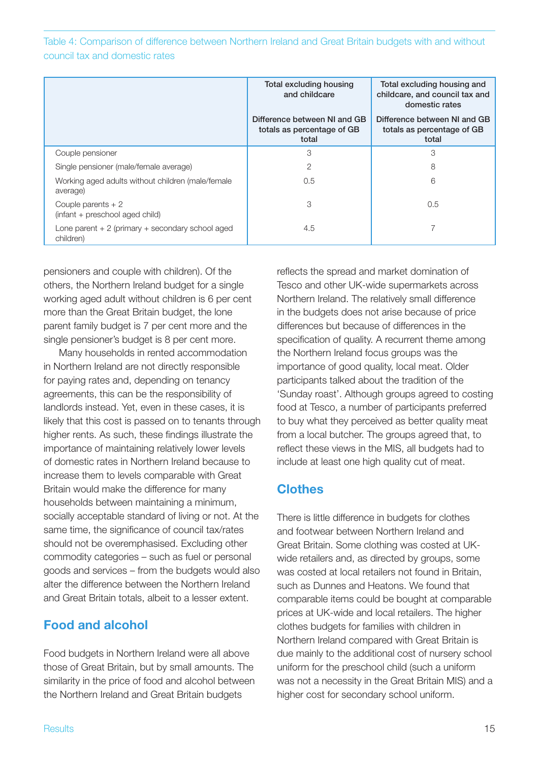Table 4: Comparison of difference between Northern Ireland and Great Britain budgets with and without council tax and domestic rates

| | Total excluding housing and childcare | Total excluding housing and childcare, and council tax and domestic rates |
|---|---|---|
| | Difference between NI and GB totals as percentage of GB total | Difference between NI and GB totals as percentage of GB total |
| Couple pensioner | 3 | 3 |
| Single pensioner (male/female average) | 2 | 8 |
| Working aged adults without children (male/female average) | 0.5 | 6 |
| Couple parents + 2 (infant + preschool aged child) | 3 | 0.5 |
| Lone parent + 2 (primary + secondary school aged children) | 4.5 | 7 |

pensioners and couple with children). Of the others, the Northern Ireland budget for a single working aged adult without children is 6 per cent more than the Great Britain budget, the lone parent family budget is 7 per cent more and the single pensioner's budget is 8 per cent more.

Many households in rented accommodation in Northern Ireland are not directly responsible for paying rates and, depending on tenancy agreements, this can be the responsibility of landlords instead. Yet, even in these cases, it is likely that this cost is passed on to tenants through higher rents. As such, these findings illustrate the importance of maintaining relatively lower levels of domestic rates in Northern Ireland because to increase them to levels comparable with Great Britain would make the difference for many households between maintaining a minimum, socially acceptable standard of living or not. At the same time, the significance of council tax/rates should not be overemphasised. Excluding other commodity categories – such as fuel or personal goods and services – from the budgets would also alter the difference between the Northern Ireland and Great Britain totals, albeit to a lesser extent.

## Food and alcohol

Food budgets in Northern Ireland were all above those of Great Britain, but by small amounts. The similarity in the price of food and alcohol between the Northern Ireland and Great Britain budgets reflects the spread and market domination of Tesco and other UK-wide supermarkets across Northern Ireland. The relatively small difference in the budgets does not arise because of price differences but because of differences in the specification of quality. A recurrent theme among the Northern Ireland focus groups was the importance of good quality, local meat. Older participants talked about the tradition of the 'Sunday roast'. Although groups agreed to costing food at Tesco, a number of participants preferred to buy what they perceived as better quality meat from a local butcher. The groups agreed that, to reflect these views in the MIS, all budgets had to include at least one high quality cut of meat.

## Clothes

There is little difference in budgets for clothes and footwear between Northern Ireland and Great Britain. Some clothing was costed at UK-wide retailers and, as directed by groups, some was costed at local retailers not found in Britain, such as Dunnes and Heatons. We found that comparable items could be bought at comparable prices at UK-wide and local retailers. The higher clothes budgets for families with children in Northern Ireland compared with Great Britain is due mainly to the additional cost of nursery school uniform for the preschool child (such a uniform was not a necessity in the Great Britain MIS) and a higher cost for secondary school uniform.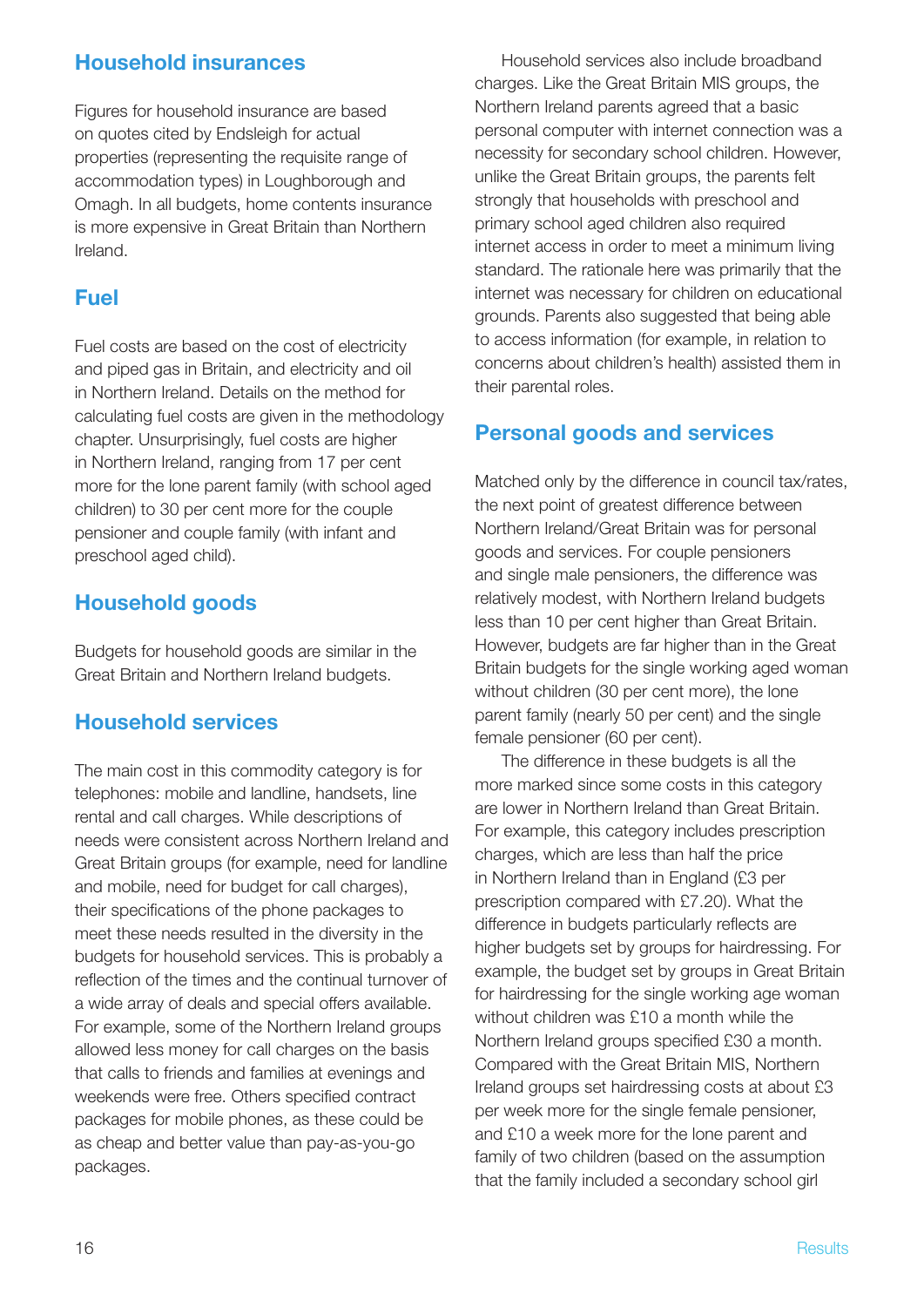## Household insurances

Figures for household insurance are based on quotes cited by Endsleigh for actual properties (representing the requisite range of accommodation types) in Loughborough and Omagh. In all budgets, home contents insurance is more expensive in Great Britain than Northern Ireland.

## Fuel

Fuel costs are based on the cost of electricity and piped gas in Britain, and electricity and oil in Northern Ireland. Details on the method for calculating fuel costs are given in the methodology chapter. Unsurprisingly, fuel costs are higher in Northern Ireland, ranging from 17 per cent more for the lone parent family (with school aged children) to 30 per cent more for the couple pensioner and couple family (with infant and preschool aged child).

## Household goods

Budgets for household goods are similar in the Great Britain and Northern Ireland budgets.

## Household services

The main cost in this commodity category is for telephones: mobile and landline, handsets, line rental and call charges. While descriptions of needs were consistent across Northern Ireland and Great Britain groups (for example, need for landline and mobile, need for budget for call charges), their specifications of the phone packages to meet these needs resulted in the diversity in the budgets for household services. This is probably a reflection of the times and the continual turnover of a wide array of deals and special offers available. For example, some of the Northern Ireland groups allowed less money for call charges on the basis that calls to friends and families at evenings and weekends were free. Others specified contract packages for mobile phones, as these could be as cheap and better value than pay-as-you-go packages.

Household services also include broadband charges. Like the Great Britain MIS groups, the Northern Ireland parents agreed that a basic personal computer with internet connection was a necessity for secondary school children. However, unlike the Great Britain groups, the parents felt strongly that households with preschool and primary school aged children also required internet access in order to meet a minimum living standard. The rationale here was primarily that the internet was necessary for children on educational grounds. Parents also suggested that being able to access information (for example, in relation to concerns about children's health) assisted them in their parental roles.

## Personal goods and services

Matched only by the difference in council tax/rates, the next point of greatest difference between Northern Ireland/Great Britain was for personal goods and services. For couple pensioners and single male pensioners, the difference was relatively modest, with Northern Ireland budgets less than 10 per cent higher than Great Britain. However, budgets are far higher than in the Great Britain budgets for the single working aged woman without children (30 per cent more), the lone parent family (nearly 50 per cent) and the single female pensioner (60 per cent).

The difference in these budgets is all the more marked since some costs in this category are lower in Northern Ireland than Great Britain. For example, this category includes prescription charges, which are less than half the price in Northern Ireland than in England (£3 per prescription compared with £7.20). What the difference in budgets particularly reflects are higher budgets set by groups for hairdressing. For example, the budget set by groups in Great Britain for hairdressing for the single working age woman without children was £10 a month while the Northern Ireland groups specified £30 a month. Compared with the Great Britain MIS, Northern Ireland groups set hairdressing costs at about £3 per week more for the single female pensioner, and £10 a week more for the lone parent and family of two children (based on the assumption that the family included a secondary school girl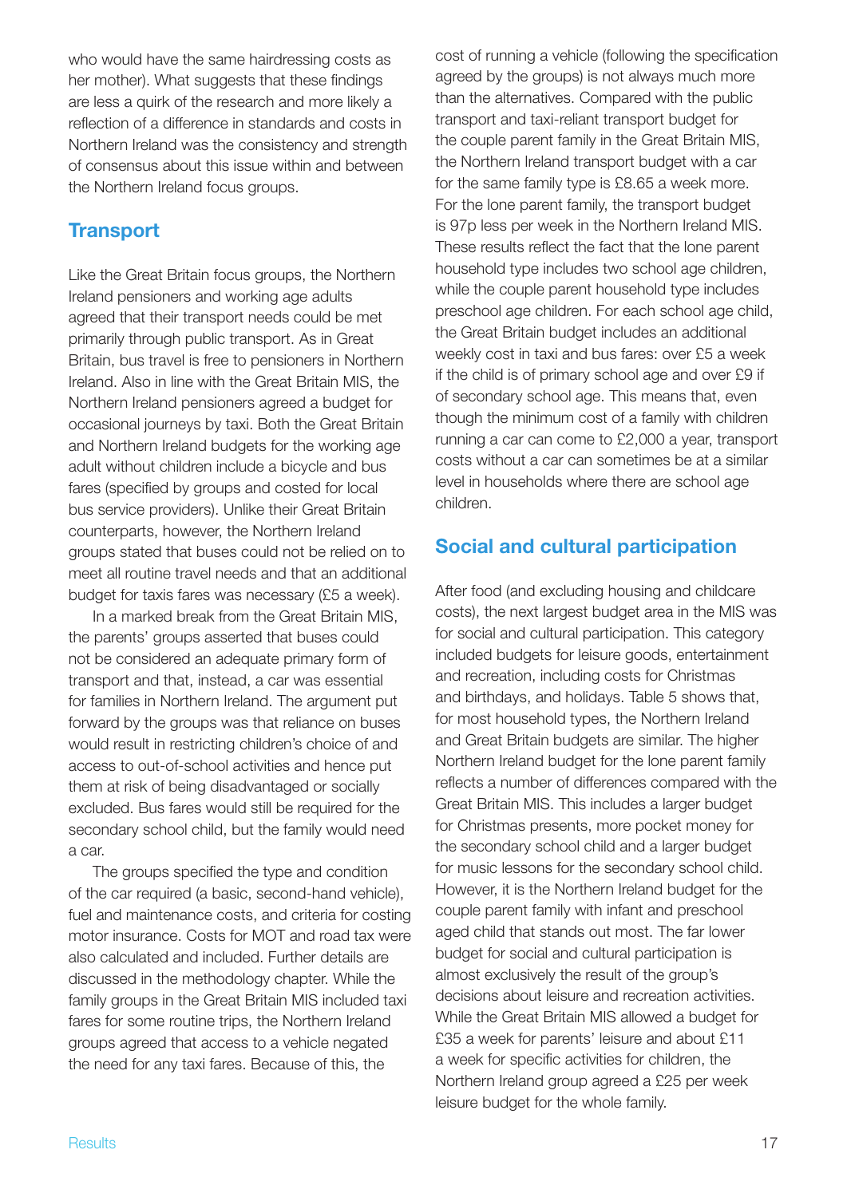who would have the same hairdressing costs as her mother). What suggests that these findings are less a quirk of the research and more likely a reflection of a difference in standards and costs in Northern Ireland was the consistency and strength of consensus about this issue within and between the Northern Ireland focus groups.

## Transport

Like the Great Britain focus groups, the Northern Ireland pensioners and working age adults agreed that their transport needs could be met primarily through public transport. As in Great Britain, bus travel is free to pensioners in Northern Ireland. Also in line with the Great Britain MIS, the Northern Ireland pensioners agreed a budget for occasional journeys by taxi. Both the Great Britain and Northern Ireland budgets for the working age adult without children include a bicycle and bus fares (specified by groups and costed for local bus service providers). Unlike their Great Britain counterparts, however, the Northern Ireland groups stated that buses could not be relied on to meet all routine travel needs and that an additional budget for taxis fares was necessary (£5 a week).

In a marked break from the Great Britain MIS, the parents' groups asserted that buses could not be considered an adequate primary form of transport and that, instead, a car was essential for families in Northern Ireland. The argument put forward by the groups was that reliance on buses would result in restricting children's choice of and access to out-of-school activities and hence put them at risk of being disadvantaged or socially excluded. Bus fares would still be required for the secondary school child, but the family would need a car.

The groups specified the type and condition of the car required (a basic, second-hand vehicle), fuel and maintenance costs, and criteria for costing motor insurance. Costs for MOT and road tax were also calculated and included. Further details are discussed in the methodology chapter. While the family groups in the Great Britain MIS included taxi fares for some routine trips, the Northern Ireland groups agreed that access to a vehicle negated the need for any taxi fares. Because of this, the cost of running a vehicle (following the specification agreed by the groups) is not always much more than the alternatives. Compared with the public transport and taxi-reliant transport budget for the couple parent family in the Great Britain MIS, the Northern Ireland transport budget with a car for the same family type is £8.65 a week more. For the lone parent family, the transport budget is 97p less per week in the Northern Ireland MIS. These results reflect the fact that the lone parent household type includes two school age children, while the couple parent household type includes preschool age children. For each school age child, the Great Britain budget includes an additional weekly cost in taxi and bus fares: over £5 a week if the child is of primary school age and over £9 if of secondary school age. This means that, even though the minimum cost of a family with children running a car can come to £2,000 a year, transport costs without a car can sometimes be at a similar level in households where there are school age children.

## Social and cultural participation

After food (and excluding housing and childcare costs), the next largest budget area in the MIS was for social and cultural participation. This category included budgets for leisure goods, entertainment and recreation, including costs for Christmas and birthdays, and holidays. Table 5 shows that, for most household types, the Northern Ireland and Great Britain budgets are similar. The higher Northern Ireland budget for the lone parent family reflects a number of differences compared with the Great Britain MIS. This includes a larger budget for Christmas presents, more pocket money for the secondary school child and a larger budget for music lessons for the secondary school child. However, it is the Northern Ireland budget for the couple parent family with infant and preschool aged child that stands out most. The far lower budget for social and cultural participation is almost exclusively the result of the group's decisions about leisure and recreation activities. While the Great Britain MIS allowed a budget for £35 a week for parents' leisure and about £11 a week for specific activities for children, the Northern Ireland group agreed a £25 per week leisure budget for the whole family.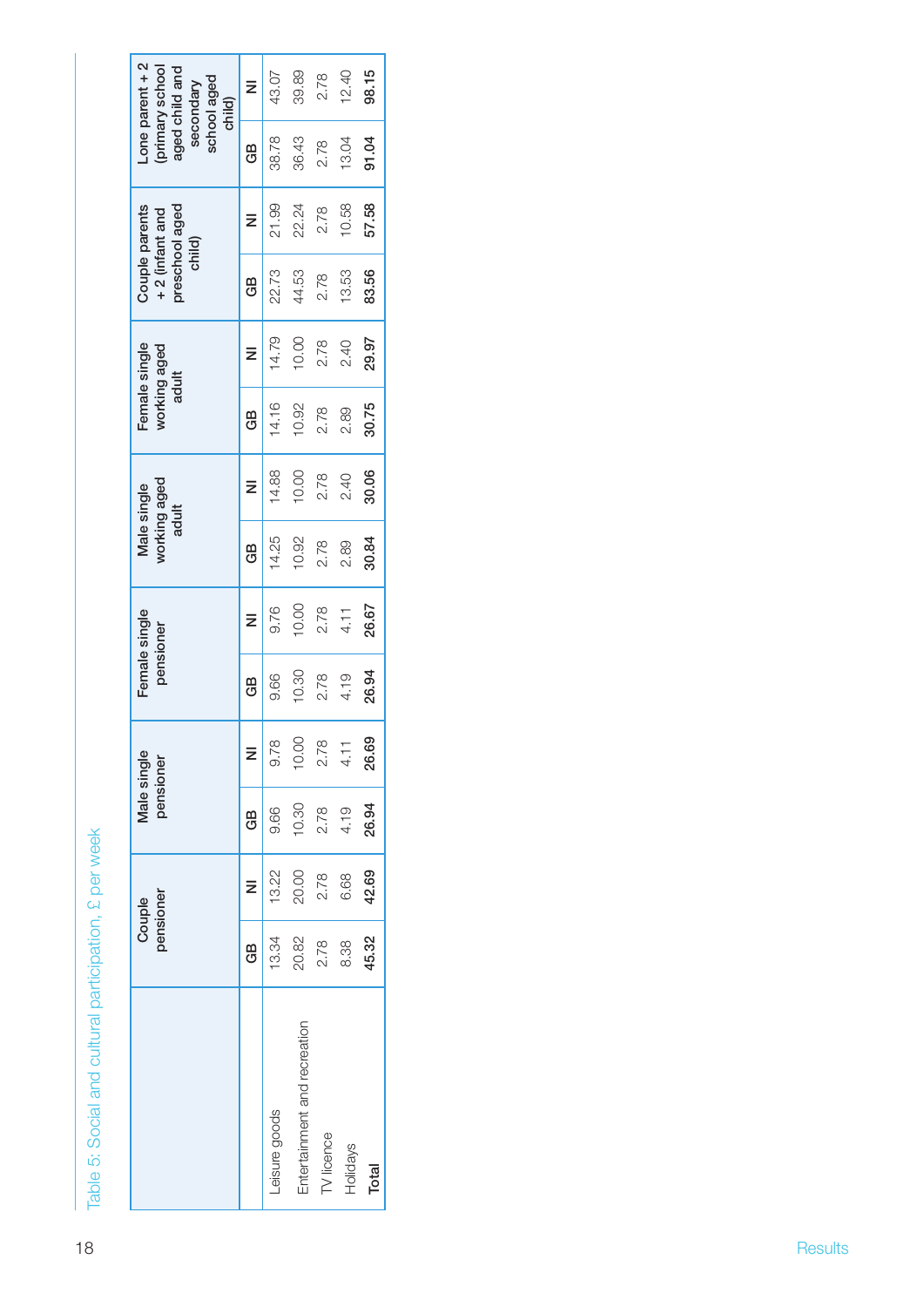Table 5: Social and cultural participation, £ per week

| | Couple pensioner | | Male single pensioner | | Female single pensioner | | Male single working aged adult | | Female single working aged adult | | Couple parents + 2 (infant and preschool aged child) | | Lone parent + 2 (primary school aged child and secondary school aged child) | |
|---|---|---|---|---|---|---|---|---|---|---|---|---|---|---|
| | GB | NI | GB | NI | GB | NI | GB | NI | GB | NI | GB | NI | GB | NI |
| Leisure goods | 13.34 | 13.22 | 9.66 | 9.78 | 9.66 | 9.76 | 14.25 | 14.88 | 14.16 | 14.79 | 22.73 | 21.99 | 38.78 | 43.07 |
| Entertainment and recreation | 20.82 | 20.00 | 10.30 | 10.00 | 10.30 | 10.00 | 10.92 | 10.00 | 10.92 | 10.00 | 44.53 | 22.24 | 36.43 | 39.89 |
| TV licence | 2.78 | 2.78 | 2.78 | 2.78 | 2.78 | 2.78 | 2.78 | 2.78 | 2.78 | 2.78 | 2.78 | 2.78 | 2.78 | 2.78 |
| Holidays | 8.38 | 6.68 | 4.19 | 4.11 | 4.19 | 4.11 | 2.89 | 2.40 | 2.89 | 2.40 | 13.53 | 10.58 | 13.04 | 12.40 |
| **Total** | **45.32** | **42.69** | **26.94** | **26.69** | **26.94** | **26.67** | **30.84** | **30.06** | **30.75** | **29.97** | **83.56** | **57.58** | **91.04** | **98.15** |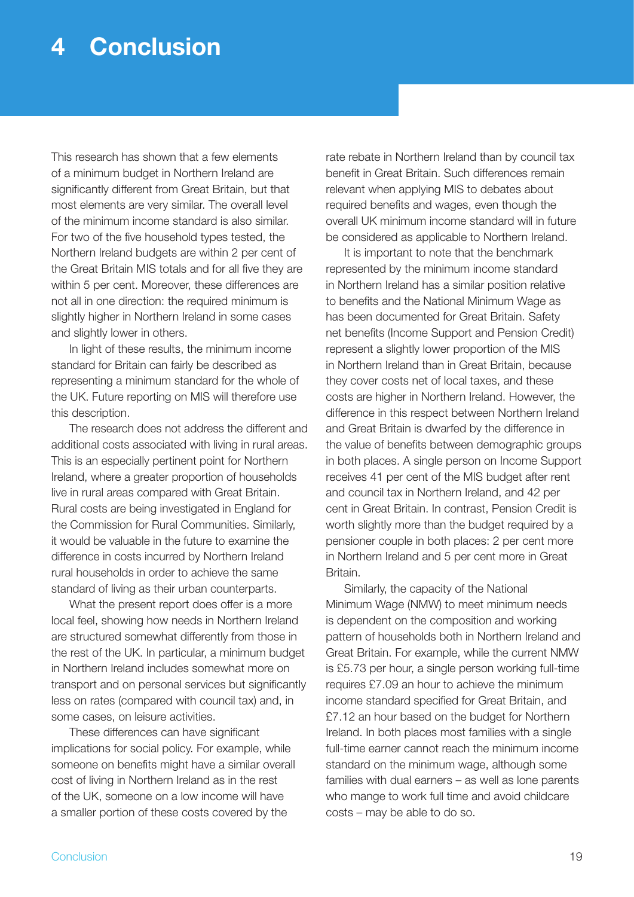# 4 Conclusion

This research has shown that a few elements of a minimum budget in Northern Ireland are significantly different from Great Britain, but that most elements are very similar. The overall level of the minimum income standard is also similar. For two of the five household types tested, the Northern Ireland budgets are within 2 per cent of the Great Britain MIS totals and for all five they are within 5 per cent. Moreover, these differences are not all in one direction: the required minimum is slightly higher in Northern Ireland in some cases and slightly lower in others.

In light of these results, the minimum income standard for Britain can fairly be described as representing a minimum standard for the whole of the UK. Future reporting on MIS will therefore use this description.

The research does not address the different and additional costs associated with living in rural areas. This is an especially pertinent point for Northern Ireland, where a greater proportion of households live in rural areas compared with Great Britain. Rural costs are being investigated in England for the Commission for Rural Communities. Similarly, it would be valuable in the future to examine the difference in costs incurred by Northern Ireland rural households in order to achieve the same standard of living as their urban counterparts.

What the present report does offer is a more local feel, showing how needs in Northern Ireland are structured somewhat differently from those in the rest of the UK. In particular, a minimum budget in Northern Ireland includes somewhat more on transport and on personal services but significantly less on rates (compared with council tax) and, in some cases, on leisure activities.

These differences can have significant implications for social policy. For example, while someone on benefits might have a similar overall cost of living in Northern Ireland as in the rest of the UK, someone on a low income will have a smaller portion of these costs covered by the rate rebate in Northern Ireland than by council tax benefit in Great Britain. Such differences remain relevant when applying MIS to debates about required benefits and wages, even though the overall UK minimum income standard will in future be considered as applicable to Northern Ireland.

It is important to note that the benchmark represented by the minimum income standard in Northern Ireland has a similar position relative to benefits and the National Minimum Wage as has been documented for Great Britain. Safety net benefits (Income Support and Pension Credit) represent a slightly lower proportion of the MIS in Northern Ireland than in Great Britain, because they cover costs net of local taxes, and these costs are higher in Northern Ireland. However, the difference in this respect between Northern Ireland and Great Britain is dwarfed by the difference in the value of benefits between demographic groups in both places. A single person on Income Support receives 41 per cent of the MIS budget after rent and council tax in Northern Ireland, and 42 per cent in Great Britain. In contrast, Pension Credit is worth slightly more than the budget required by a pensioner couple in both places: 2 per cent more in Northern Ireland and 5 per cent more in Great Britain.

Similarly, the capacity of the National Minimum Wage (NMW) to meet minimum needs is dependent on the composition and working pattern of households both in Northern Ireland and Great Britain. For example, while the current NMW is £5.73 per hour, a single person working full-time requires £7.09 an hour to achieve the minimum income standard specified for Great Britain, and £7.12 an hour based on the budget for Northern Ireland. In both places most families with a single full-time earner cannot reach the minimum income standard on the minimum wage, although some families with dual earners – as well as lone parents who mange to work full time and avoid childcare costs – may be able to do so.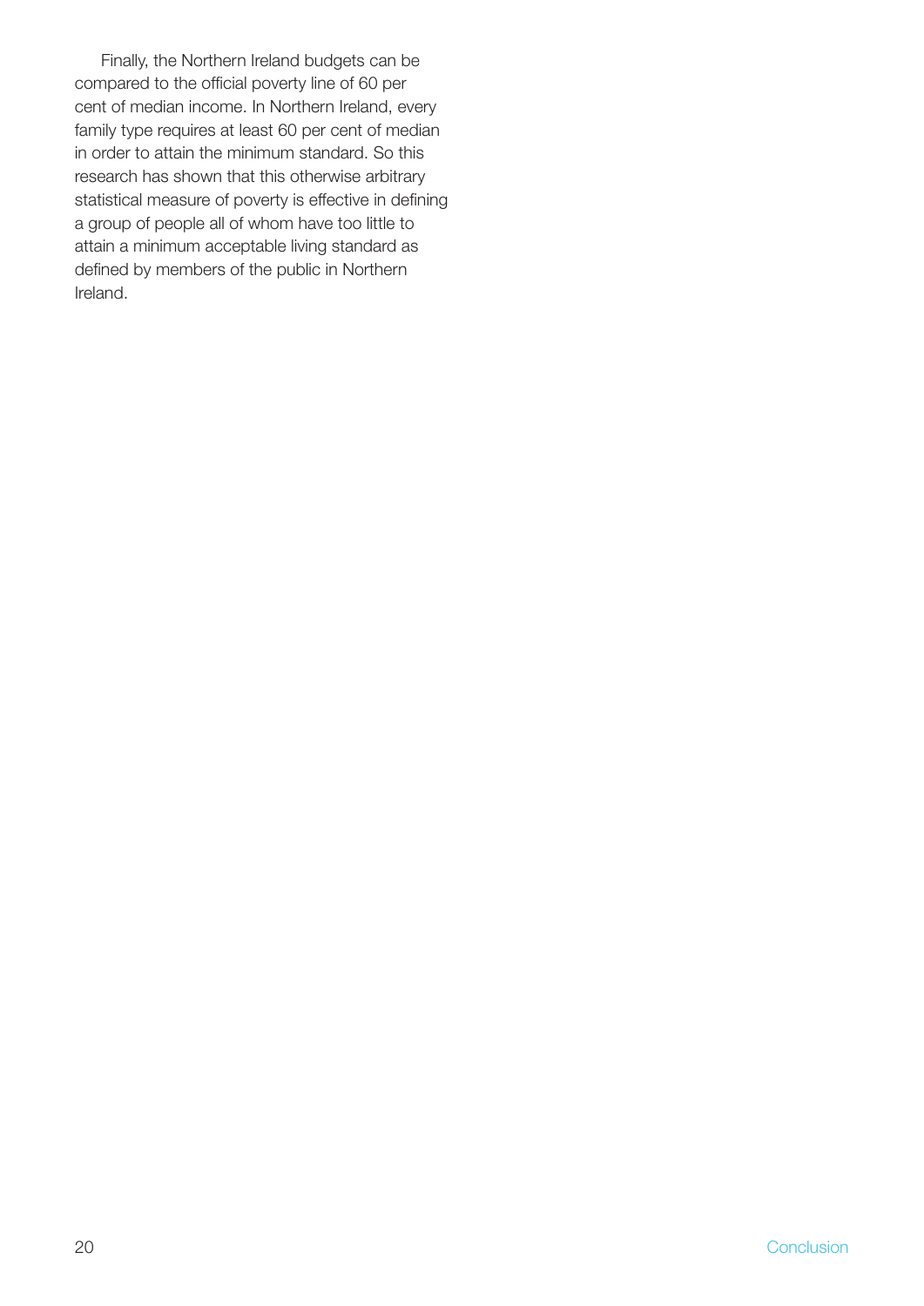Finally, the Northern Ireland budgets can be compared to the official poverty line of 60 per cent of median income. In Northern Ireland, every family type requires at least 60 per cent of median in order to attain the minimum standard. So this research has shown that this otherwise arbitrary statistical measure of poverty is effective in defining a group of people all of whom have too little to attain a minimum acceptable living standard as defined by members of the public in Northern Ireland.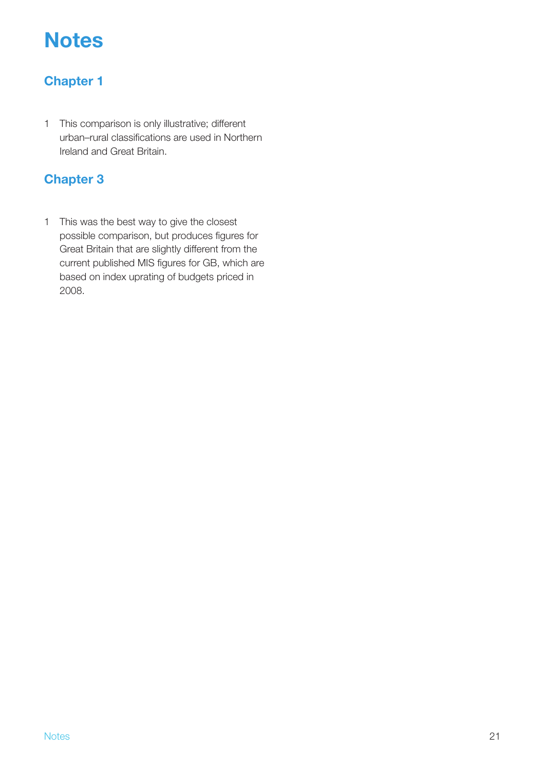# Notes

## Chapter 1

1. This comparison is only illustrative; different urban–rural classifications are used in Northern Ireland and Great Britain.

## Chapter 3

1. This was the best way to give the closest possible comparison, but produces figures for Great Britain that are slightly different from the current published MIS figures for GB, which are based on index uprating of budgets priced in 2008.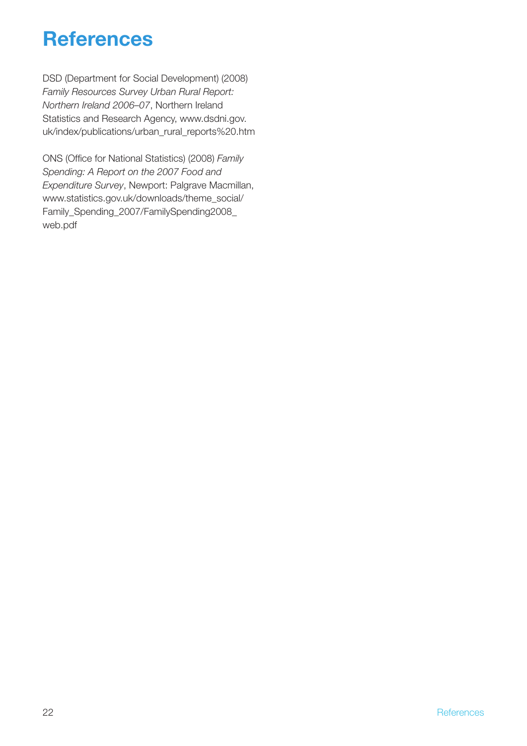# References

DSD (Department for Social Development) (2008) *Family Resources Survey Urban Rural Report: Northern Ireland 2006–07*, Northern Ireland Statistics and Research Agency, www.dsdni.gov.uk/index/publications/urban_rural_reports%20.htm

ONS (Office for National Statistics) (2008) *Family Spending: A Report on the 2007 Food and Expenditure Survey*, Newport: Palgrave Macmillan, www.statistics.gov.uk/downloads/theme_social/Family_Spending_2007/FamilySpending2008_web.pdf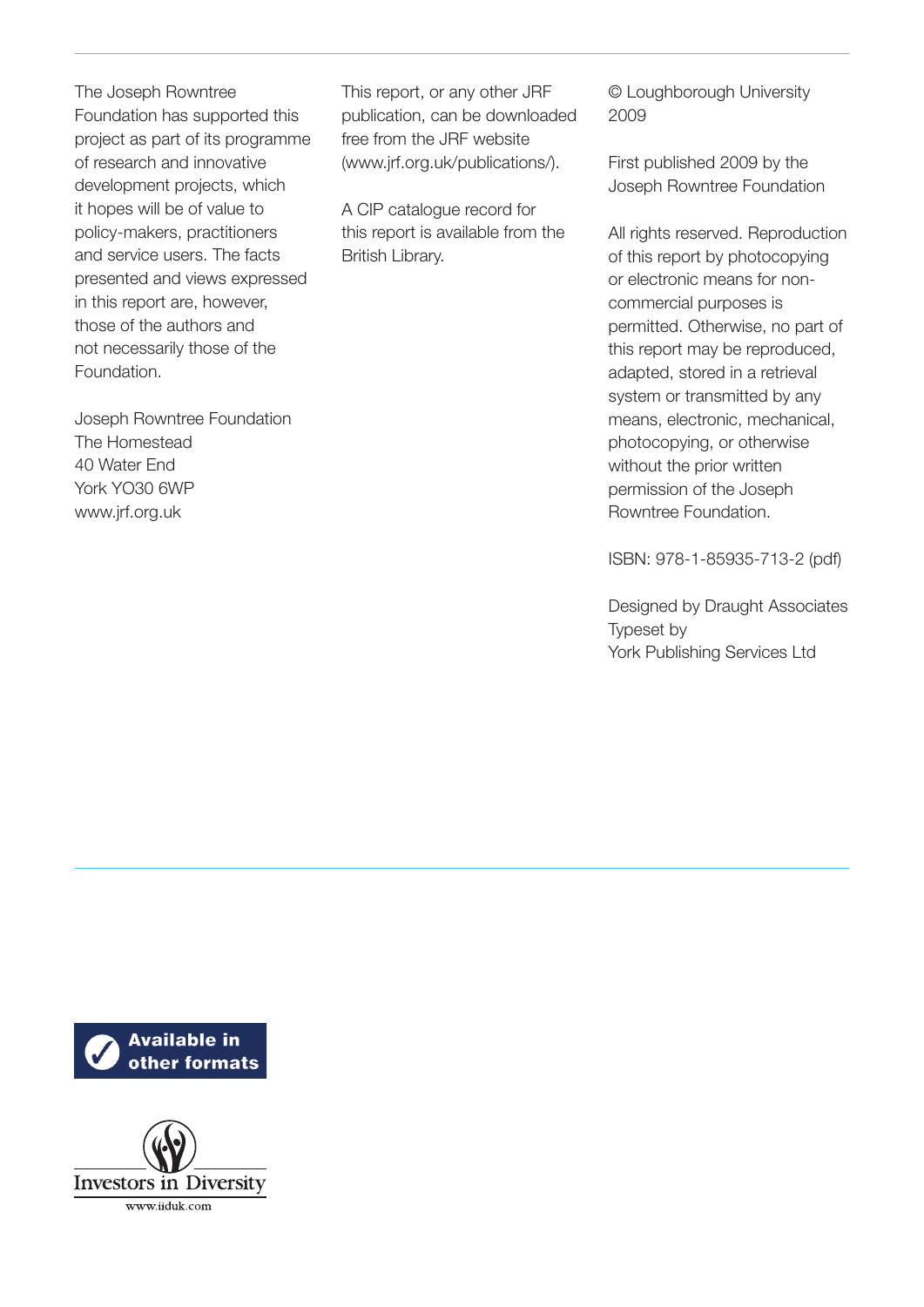The Joseph Rowntree Foundation has supported this project as part of its programme of research and innovative development projects, which it hopes will be of value to policy-makers, practitioners and service users. The facts presented and views expressed in this report are, however, those of the authors and not necessarily those of the Foundation.

Joseph Rowntree Foundation
The Homestead
40 Water End
York YO30 6WP
www.jrf.org.uk

This report, or any other JRF publication, can be downloaded free from the JRF website (www.jrf.org.uk/publications/).

A CIP catalogue record for this report is available from the British Library.

© Loughborough University 2009

First published 2009 by the Joseph Rowntree Foundation

All rights reserved. Reproduction of this report by photocopying or electronic means for non-commercial purposes is permitted. Otherwise, no part of this report may be reproduced, adapted, stored in a retrieval system or transmitted by any means, electronic, mechanical, photocopying, or otherwise without the prior written permission of the Joseph Rowntree Foundation.

ISBN: 978-1-85935-713-2 (pdf)

Designed by Draught Associates
Typeset by
York Publishing Services Ltd

Available in other formats

Investors in Diversity
www.iiduk.com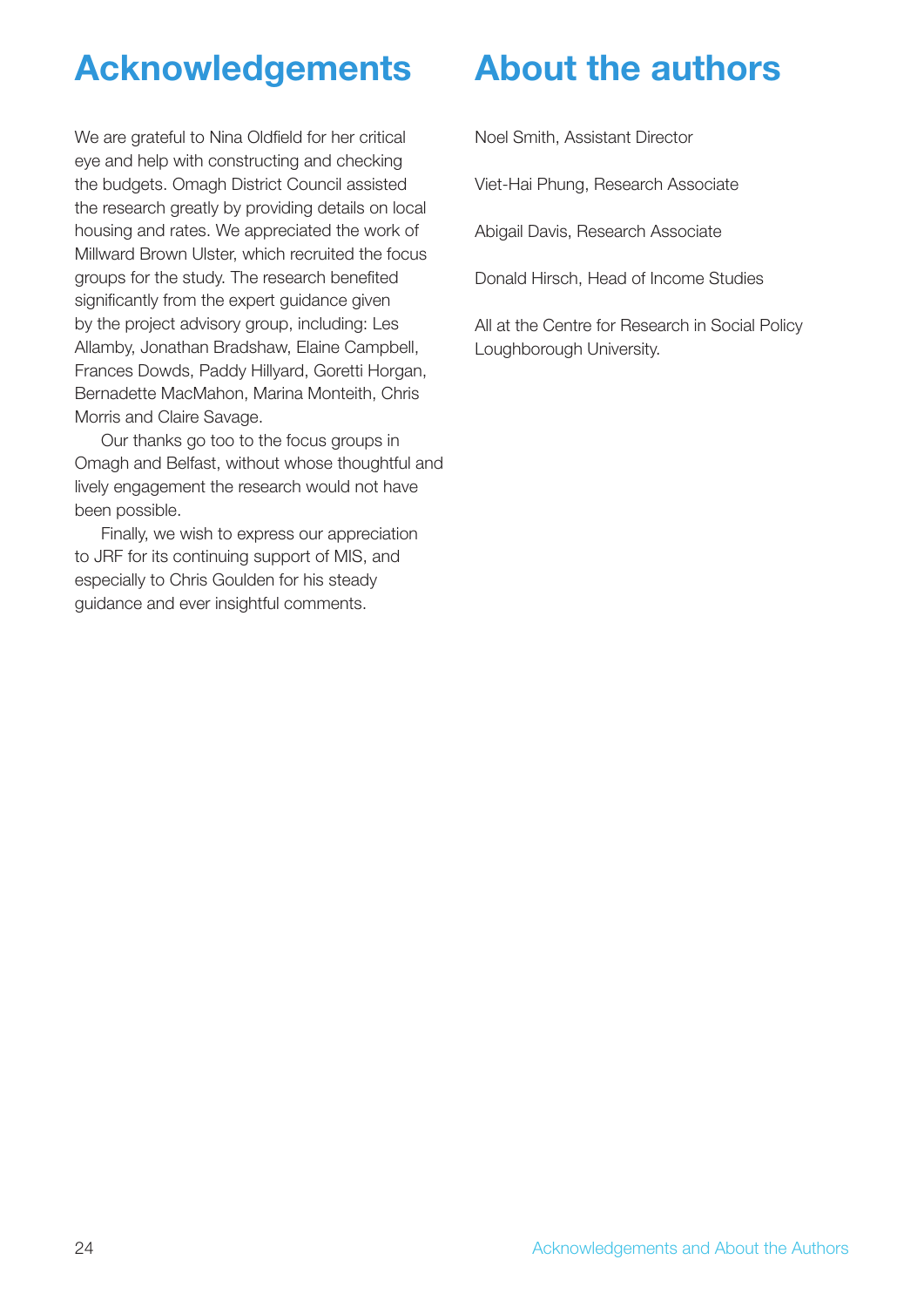# Acknowledgements

We are grateful to Nina Oldfield for her critical eye and help with constructing and checking the budgets. Omagh District Council assisted the research greatly by providing details on local housing and rates. We appreciated the work of Millward Brown Ulster, which recruited the focus groups for the study. The research benefited significantly from the expert guidance given by the project advisory group, including: Les Allamby, Jonathan Bradshaw, Elaine Campbell, Frances Dowds, Paddy Hillyard, Goretti Horgan, Bernadette MacMahon, Marina Monteith, Chris Morris and Claire Savage.

Our thanks go too to the focus groups in Omagh and Belfast, without whose thoughtful and lively engagement the research would not have been possible.

Finally, we wish to express our appreciation to JRF for its continuing support of MIS, and especially to Chris Goulden for his steady guidance and ever insightful comments.

# About the authors

Noel Smith, Assistant Director

Viet-Hai Phung, Research Associate

Abigail Davis, Research Associate

Donald Hirsch, Head of Income Studies

All at the Centre for Research in Social Policy Loughborough University.